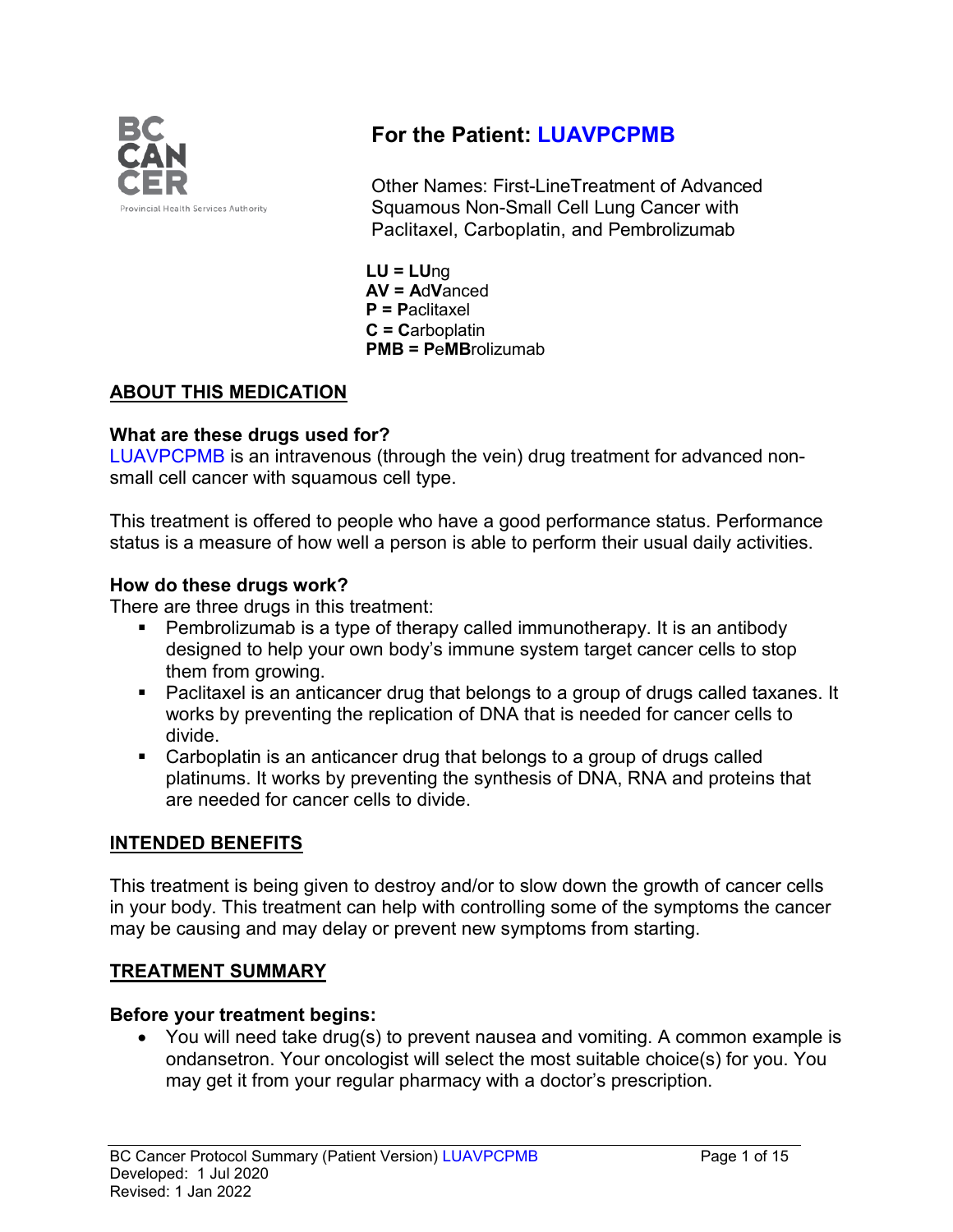# For the Patient: LUAVPCPMB

Other Names: First-LineTreatment of Advanced Squamous Non-Small Cell Lung Cancer with Paclitaxel, Carboplatin, and Pembrolizumab

**LU = LU**ng
**AV = A**d**V**anced
**P = P**aclitaxel
**C = C**arboplatin
**PMB = P**e**MB**rolizumab

## ABOUT THIS MEDICATION

### What are these drugs used for?

LUAVPCPMB is an intravenous (through the vein) drug treatment for advanced non-small cell cancer with squamous cell type.

This treatment is offered to people who have a good performance status. Performance status is a measure of how well a person is able to perform their usual daily activities.

### How do these drugs work?

There are three drugs in this treatment:

- Pembrolizumab is a type of therapy called immunotherapy. It is an antibody designed to help your own body's immune system target cancer cells to stop them from growing.
- Paclitaxel is an anticancer drug that belongs to a group of drugs called taxanes. It works by preventing the replication of DNA that is needed for cancer cells to divide.
- Carboplatin is an anticancer drug that belongs to a group of drugs called platinums. It works by preventing the synthesis of DNA, RNA and proteins that are needed for cancer cells to divide.

## INTENDED BENEFITS

This treatment is being given to destroy and/or to slow down the growth of cancer cells in your body. This treatment can help with controlling some of the symptoms the cancer may be causing and may delay or prevent new symptoms from starting.

## TREATMENT SUMMARY

### Before your treatment begins:

- You will need take drug(s) to prevent nausea and vomiting. A common example is ondansetron. Your oncologist will select the most suitable choice(s) for you. You may get it from your regular pharmacy with a doctor's prescription.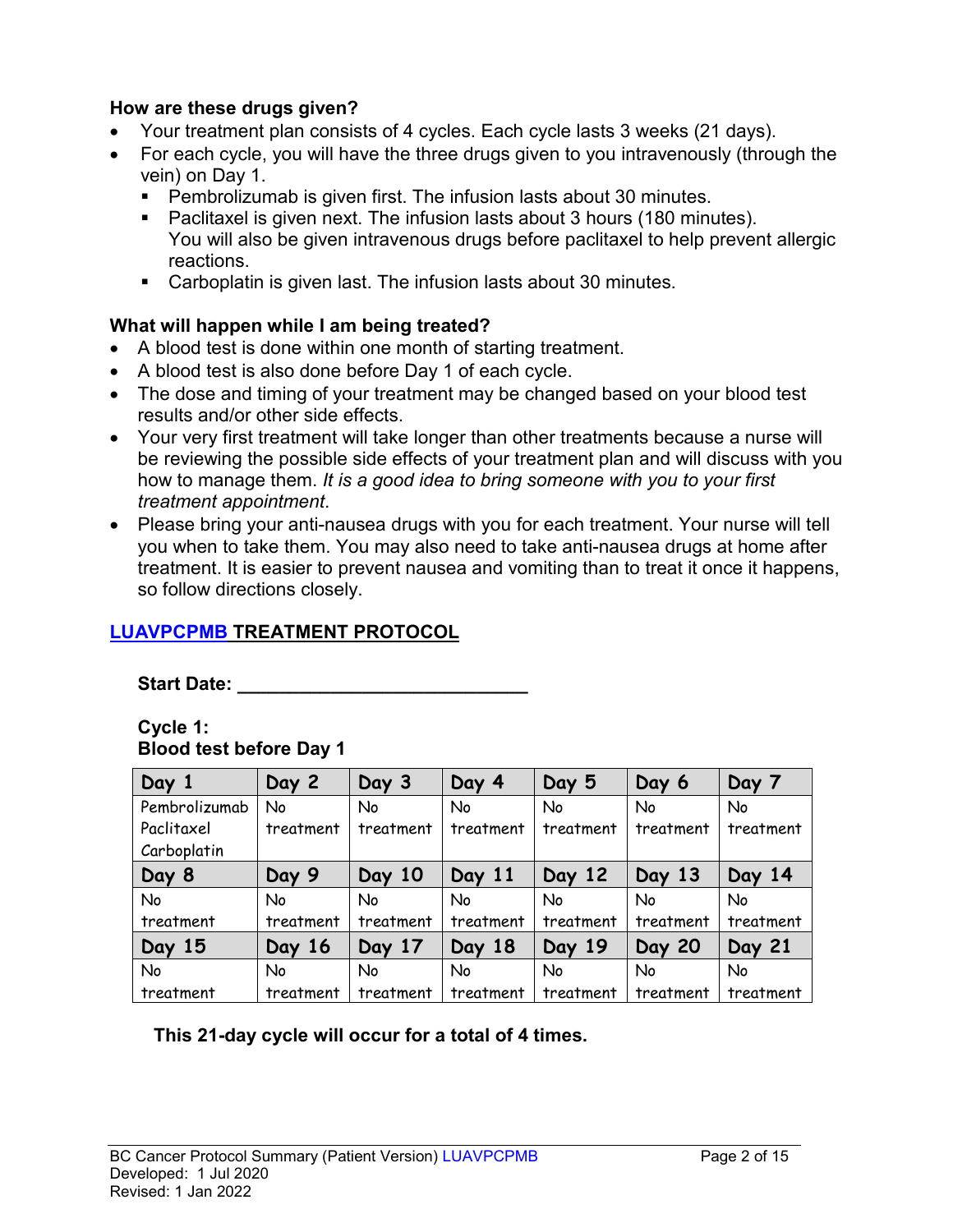**How are these drugs given?**

- Your treatment plan consists of 4 cycles. Each cycle lasts 3 weeks (21 days).
- For each cycle, you will have the three drugs given to you intravenously (through the vein) on Day 1.
  - Pembrolizumab is given first. The infusion lasts about 30 minutes.
  - Paclitaxel is given next. The infusion lasts about 3 hours (180 minutes). You will also be given intravenous drugs before paclitaxel to help prevent allergic reactions.
  - Carboplatin is given last. The infusion lasts about 30 minutes.

**What will happen while I am being treated?**

- A blood test is done within one month of starting treatment.
- A blood test is also done before Day 1 of each cycle.
- The dose and timing of your treatment may be changed based on your blood test results and/or other side effects.
- Your very first treatment will take longer than other treatments because a nurse will be reviewing the possible side effects of your treatment plan and will discuss with you how to manage them. *It is a good idea to bring someone with you to your first treatment appointment*.
- Please bring your anti-nausea drugs with you for each treatment. Your nurse will tell you when to take them. You may also need to take anti-nausea drugs at home after treatment. It is easier to prevent nausea and vomiting than to treat it once it happens, so follow directions closely.

## LUAVPCPMB TREATMENT PROTOCOL

**Start Date: ___________________________**

**Cycle 1:**
**Blood test before Day 1**

| Day 1 | Day 2 | Day 3 | Day 4 | Day 5 | Day 6 | Day 7 |
|---|---|---|---|---|---|---|
| Pembrolizumab Paclitaxel Carboplatin | No treatment | No treatment | No treatment | No treatment | No treatment | No treatment |
| **Day 8** | **Day 9** | **Day 10** | **Day 11** | **Day 12** | **Day 13** | **Day 14** |
| No treatment | No treatment | No treatment | No treatment | No treatment | No treatment | No treatment |
| **Day 15** | **Day 16** | **Day 17** | **Day 18** | **Day 19** | **Day 20** | **Day 21** |
| No treatment | No treatment | No treatment | No treatment | No treatment | No treatment | No treatment |

**This 21-day cycle will occur for a total of 4 times.**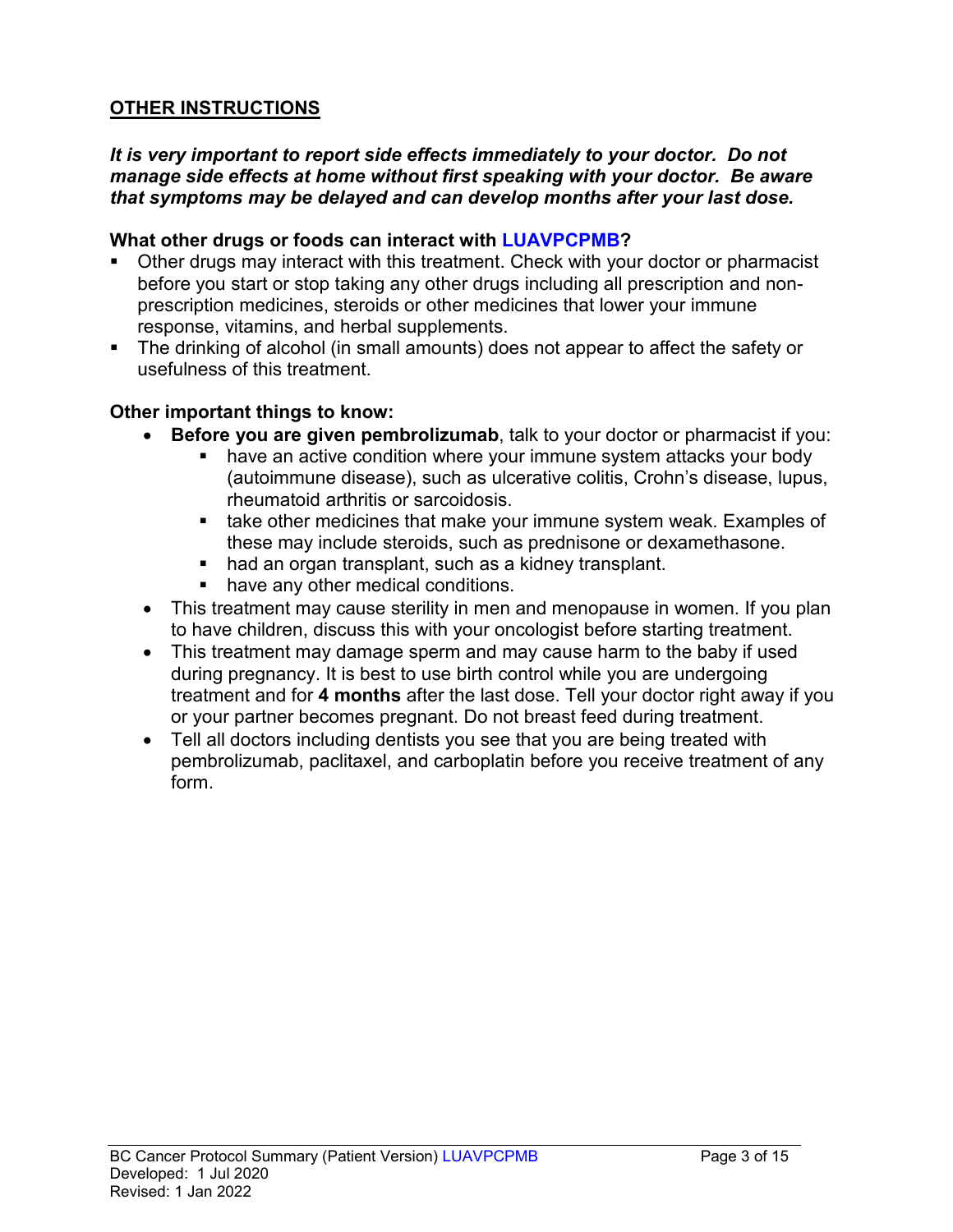## OTHER INSTRUCTIONS

***It is very important to report side effects immediately to your doctor. Do not manage side effects at home without first speaking with your doctor. Be aware that symptoms may be delayed and can develop months after your last dose.***

**What other drugs or foods can interact with LUAVPCPMB?**

- Other drugs may interact with this treatment. Check with your doctor or pharmacist before you start or stop taking any other drugs including all prescription and non-prescription medicines, steroids or other medicines that lower your immune response, vitamins, and herbal supplements.
- The drinking of alcohol (in small amounts) does not appear to affect the safety or usefulness of this treatment.

**Other important things to know:**

- **Before you are given pembrolizumab**, talk to your doctor or pharmacist if you:
  - have an active condition where your immune system attacks your body (autoimmune disease), such as ulcerative colitis, Crohn's disease, lupus, rheumatoid arthritis or sarcoidosis.
  - take other medicines that make your immune system weak. Examples of these may include steroids, such as prednisone or dexamethasone.
  - had an organ transplant, such as a kidney transplant.
  - have any other medical conditions.
- This treatment may cause sterility in men and menopause in women. If you plan to have children, discuss this with your oncologist before starting treatment.
- This treatment may damage sperm and may cause harm to the baby if used during pregnancy. It is best to use birth control while you are undergoing treatment and for **4 months** after the last dose. Tell your doctor right away if you or your partner becomes pregnant. Do not breast feed during treatment.
- Tell all doctors including dentists you see that you are being treated with pembrolizumab, paclitaxel, and carboplatin before you receive treatment of any form.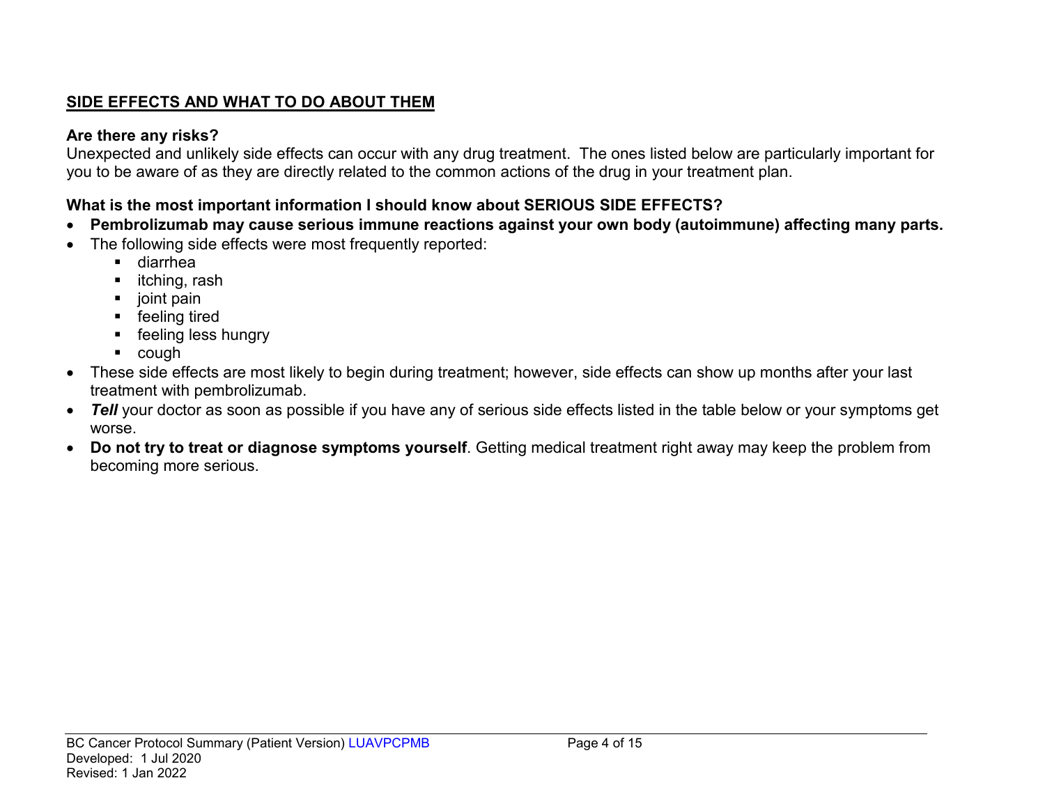## SIDE EFFECTS AND WHAT TO DO ABOUT THEM

**Are there any risks?**

Unexpected and unlikely side effects can occur with any drug treatment. The ones listed below are particularly important for you to be aware of as they are directly related to the common actions of the drug in your treatment plan.

**What is the most important information I should know about SERIOUS SIDE EFFECTS?**

- **Pembrolizumab may cause serious immune reactions against your own body (autoimmune) affecting many parts.**
- The following side effects were most frequently reported:
    - diarrhea
    - itching, rash
    - joint pain
    - feeling tired
    - feeling less hungry
    - cough
- These side effects are most likely to begin during treatment; however, side effects can show up months after your last treatment with pembrolizumab.
- ***Tell*** your doctor as soon as possible if you have any of serious side effects listed in the table below or your symptoms get worse.
- **Do not try to treat or diagnose symptoms yourself**. Getting medical treatment right away may keep the problem from becoming more serious.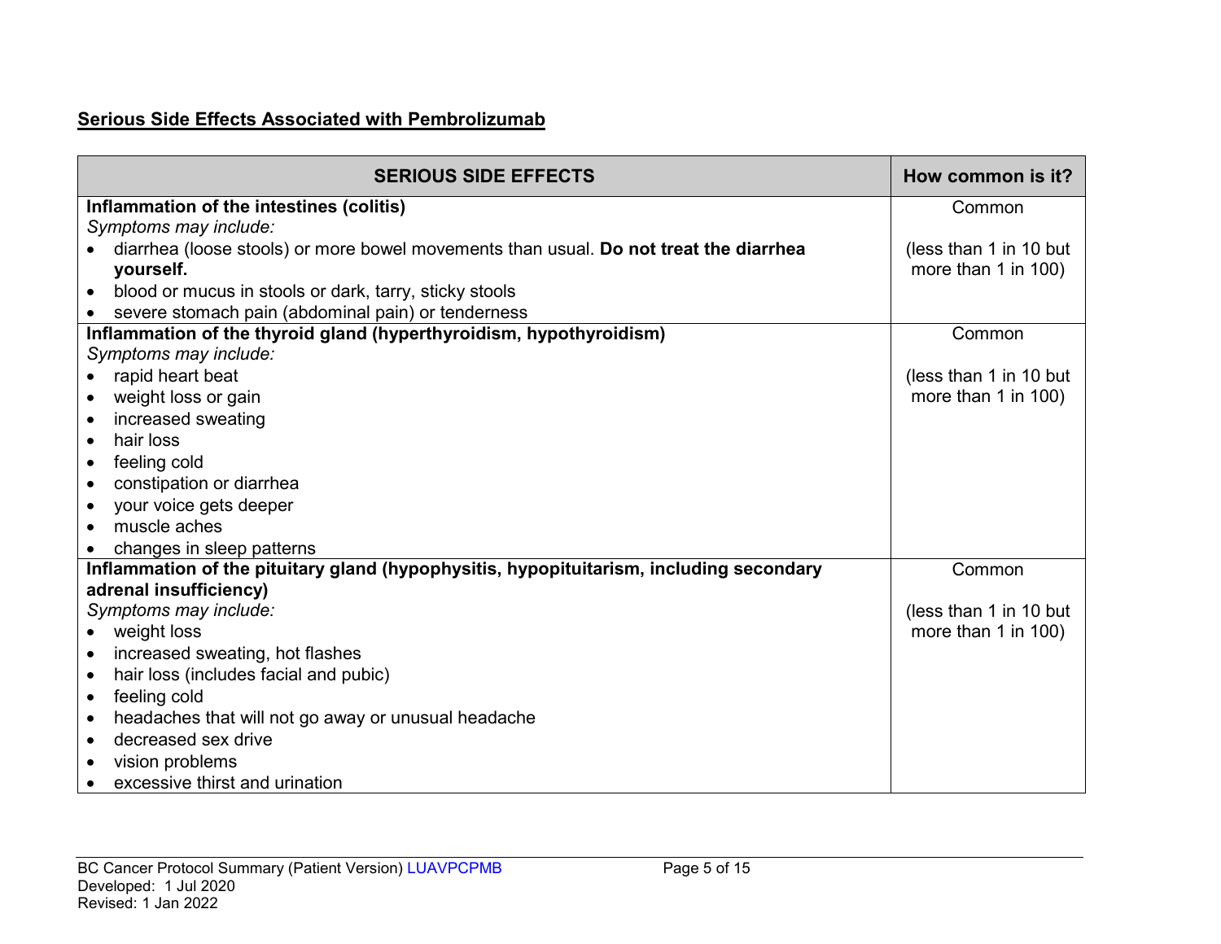## Serious Side Effects Associated with Pembrolizumab

| SERIOUS SIDE EFFECTS | How common is it? |
|---|---|
| **Inflammation of the intestines (colitis)**<br>*Symptoms may include:*<br>• diarrhea (loose stools) or more bowel movements than usual. **Do not treat the diarrhea yourself.**<br>• blood or mucus in stools or dark, tarry, sticky stools<br>• severe stomach pain (abdominal pain) or tenderness | Common<br><br>(less than 1 in 10 but more than 1 in 100) |
| **Inflammation of the thyroid gland (hyperthyroidism, hypothyroidism)**<br>*Symptoms may include:*<br>• rapid heart beat<br>• weight loss or gain<br>• increased sweating<br>• hair loss<br>• feeling cold<br>• constipation or diarrhea<br>• your voice gets deeper<br>• muscle aches<br>• changes in sleep patterns | Common<br><br>(less than 1 in 10 but more than 1 in 100) |
| **Inflammation of the pituitary gland (hypophysitis, hypopituitarism, including secondary adrenal insufficiency)**<br>*Symptoms may include:*<br>• weight loss<br>• increased sweating, hot flashes<br>• hair loss (includes facial and pubic)<br>• feeling cold<br>• headaches that will not go away or unusual headache<br>• decreased sex drive<br>• vision problems<br>• excessive thirst and urination | Common<br><br>(less than 1 in 10 but more than 1 in 100) |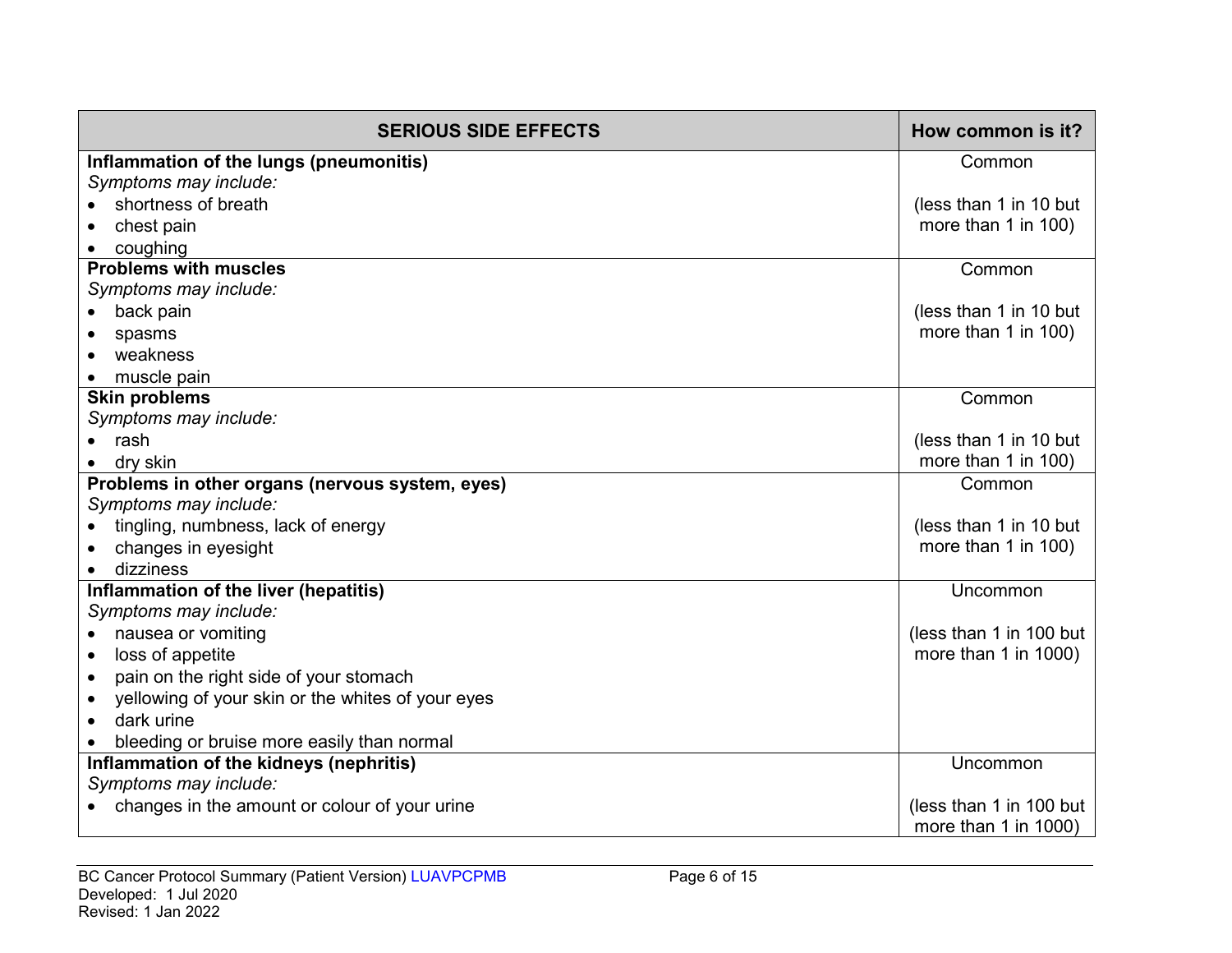| SERIOUS SIDE EFFECTS | How common is it? |
|---|---|
| **Inflammation of the lungs (pneumonitis)**<br>*Symptoms may include:*<br>• shortness of breath<br>• chest pain<br>• coughing | Common<br><br>(less than 1 in 10 but more than 1 in 100) |
| **Problems with muscles**<br>*Symptoms may include:*<br>• back pain<br>• spasms<br>• weakness<br>• muscle pain | Common<br><br>(less than 1 in 10 but more than 1 in 100) |
| **Skin problems**<br>*Symptoms may include:*<br>• rash<br>• dry skin | Common<br><br>(less than 1 in 10 but more than 1 in 100) |
| **Problems in other organs (nervous system, eyes)**<br>*Symptoms may include:*<br>• tingling, numbness, lack of energy<br>• changes in eyesight<br>• dizziness | Common<br><br>(less than 1 in 10 but more than 1 in 100) |
| **Inflammation of the liver (hepatitis)**<br>*Symptoms may include:*<br>• nausea or vomiting<br>• loss of appetite<br>• pain on the right side of your stomach<br>• yellowing of your skin or the whites of your eyes<br>• dark urine<br>• bleeding or bruise more easily than normal | Uncommon<br><br>(less than 1 in 100 but more than 1 in 1000) |
| **Inflammation of the kidneys (nephritis)**<br>*Symptoms may include:*<br>• changes in the amount or colour of your urine | Uncommon<br><br>(less than 1 in 100 but more than 1 in 1000) |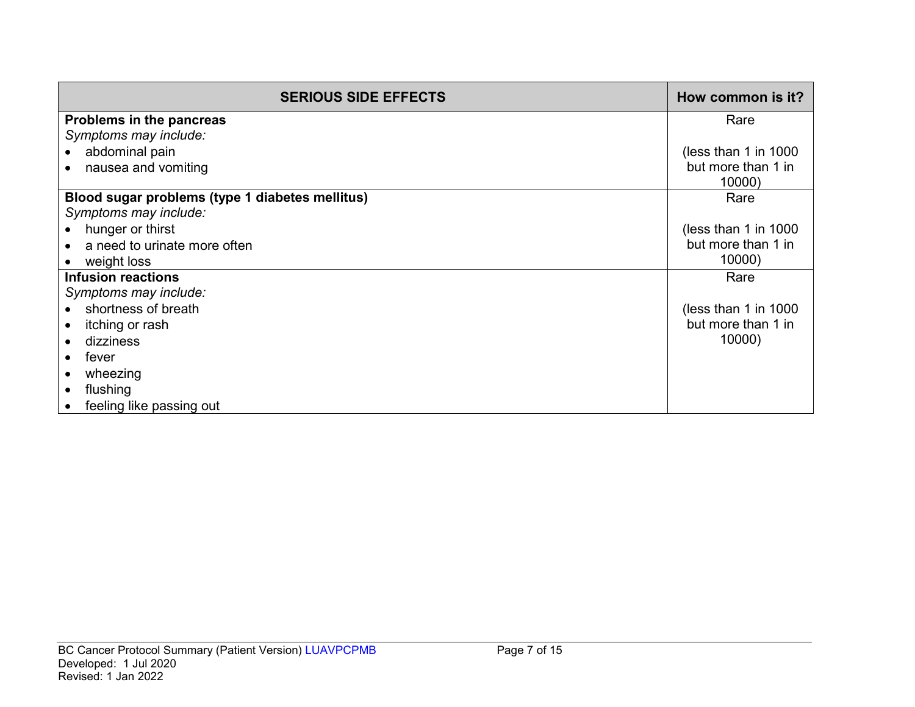| SERIOUS SIDE EFFECTS | How common is it? |
| --- | --- |
| **Problems in the pancreas**<br>*Symptoms may include:*<br>• abdominal pain<br>• nausea and vomiting | Rare<br><br>(less than 1 in 1000 but more than 1 in 10000) |
| **Blood sugar problems (type 1 diabetes mellitus)**<br>*Symptoms may include:*<br>• hunger or thirst<br>• a need to urinate more often<br>• weight loss | Rare<br><br>(less than 1 in 1000 but more than 1 in 10000) |
| **Infusion reactions**<br>*Symptoms may include:*<br>• shortness of breath<br>• itching or rash<br>• dizziness<br>• fever<br>• wheezing<br>• flushing<br>• feeling like passing out | Rare<br><br>(less than 1 in 1000 but more than 1 in 10000) |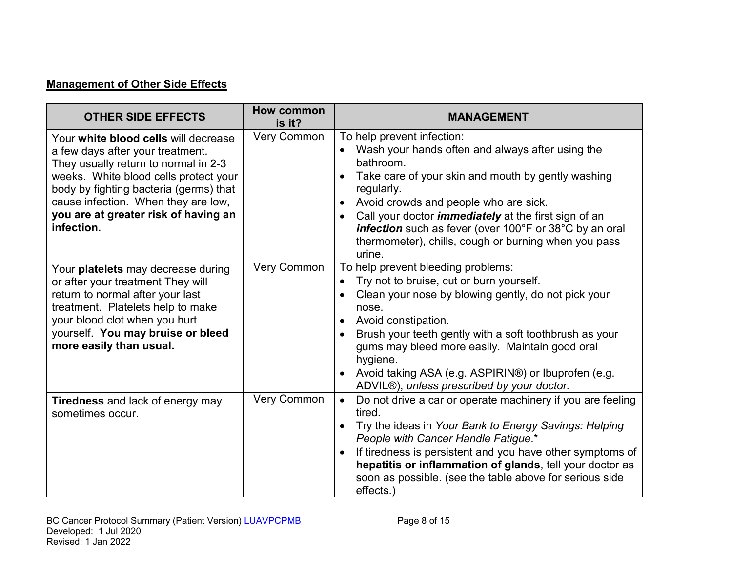**Management of Other Side Effects**

| OTHER SIDE EFFECTS | How common is it? | MANAGEMENT |
|---|---|---|
| Your **white blood cells** will decrease a few days after your treatment. They usually return to normal in 2-3 weeks. White blood cells protect your body by fighting bacteria (germs) that cause infection. When they are low, **you are at greater risk of having an infection.** | Very Common | To help prevent infection:<br>• Wash your hands often and always after using the bathroom.<br>• Take care of your skin and mouth by gently washing regularly.<br>• Avoid crowds and people who are sick.<br>• Call your doctor ***immediately*** at the first sign of an ***infection*** such as fever (over 100°F or 38°C by an oral thermometer), chills, cough or burning when you pass urine. |
| Your **platelets** may decrease during or after your treatment They will return to normal after your last treatment. Platelets help to make your blood clot when you hurt yourself. **You may bruise or bleed more easily than usual.** | Very Common | To help prevent bleeding problems:<br>• Try not to bruise, cut or burn yourself.<br>• Clean your nose by blowing gently, do not pick your nose.<br>• Avoid constipation.<br>• Brush your teeth gently with a soft toothbrush as your gums may bleed more easily. Maintain good oral hygiene.<br>• Avoid taking ASA (e.g. ASPIRIN®) or Ibuprofen (e.g. ADVIL®), *unless prescribed by your doctor.* |
| **Tiredness** and lack of energy may sometimes occur. | Very Common | • Do not drive a car or operate machinery if you are feeling tired.<br>• Try the ideas in *Your Bank to Energy Savings: Helping People with Cancer Handle Fatigue*.*<br>• If tiredness is persistent and you have other symptoms of **hepatitis or inflammation of glands**, tell your doctor as soon as possible. (see the table above for serious side effects.) |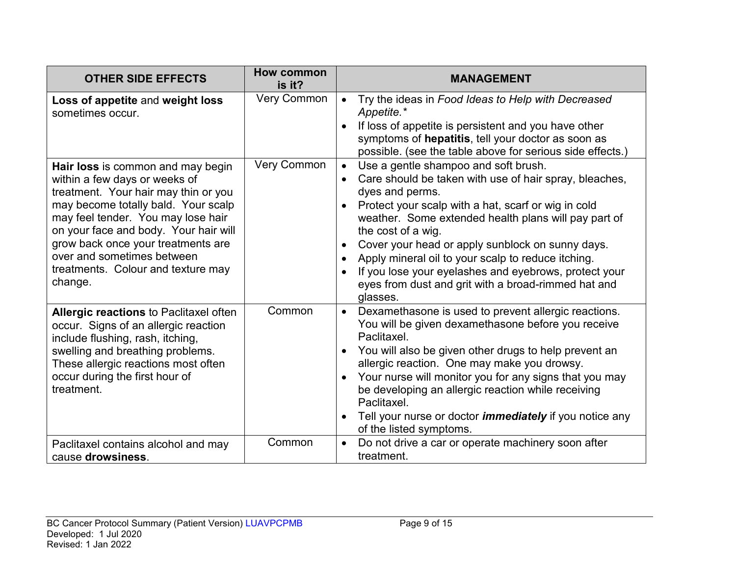| OTHER SIDE EFFECTS | How common is it? | MANAGEMENT |
|---|---|---|
| **Loss of appetite** and **weight loss** sometimes occur. | Very Common | • Try the ideas in *Food Ideas to Help with Decreased Appetite.** <br>• If loss of appetite is persistent and you have other symptoms of **hepatitis**, tell your doctor as soon as possible. (see the table above for serious side effects.) |
| **Hair loss** is common and may begin within a few days or weeks of treatment. Your hair may thin or you may become totally bald. Your scalp may feel tender. You may lose hair on your face and body. Your hair will grow back once your treatments are over and sometimes between treatments. Colour and texture may change. | Very Common | • Use a gentle shampoo and soft brush.<br>• Care should be taken with use of hair spray, bleaches, dyes and perms.<br>• Protect your scalp with a hat, scarf or wig in cold weather. Some extended health plans will pay part of the cost of a wig.<br>• Cover your head or apply sunblock on sunny days.<br>• Apply mineral oil to your scalp to reduce itching.<br>• If you lose your eyelashes and eyebrows, protect your eyes from dust and grit with a broad-rimmed hat and glasses. |
| **Allergic reactions** to Paclitaxel often occur. Signs of an allergic reaction include flushing, rash, itching, swelling and breathing problems. These allergic reactions most often occur during the first hour of treatment. | Common | • Dexamethasone is used to prevent allergic reactions. You will be given dexamethasone before you receive Paclitaxel.<br>• You will also be given other drugs to help prevent an allergic reaction. One may make you drowsy.<br>• Your nurse will monitor you for any signs that you may be developing an allergic reaction while receiving Paclitaxel.<br>• Tell your nurse or doctor ***immediately*** if you notice any of the listed symptoms. |
| Paclitaxel contains alcohol and may cause **drowsiness**. | Common | • Do not drive a car or operate machinery soon after treatment. |

BC Cancer Protocol Summary (Patient Version) LUAVPCPMB
Developed: 1 Jul 2020
Revised: 1 Jan 2022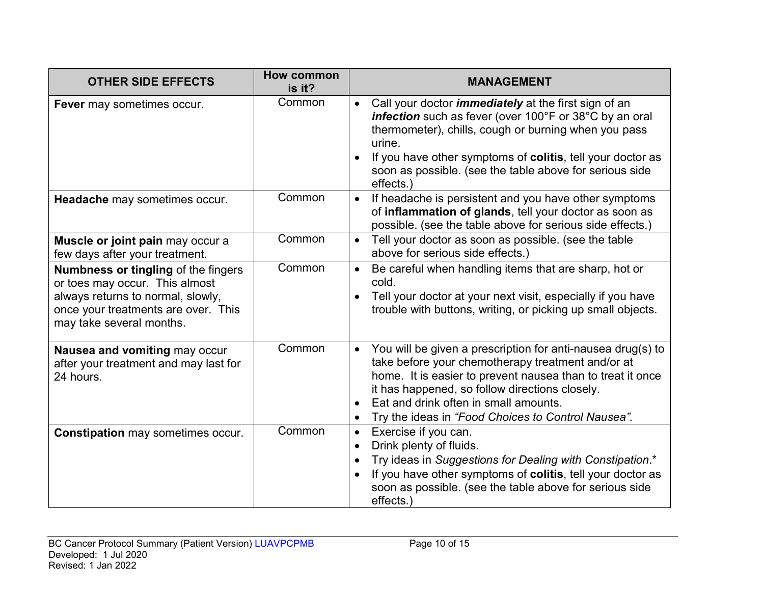| OTHER SIDE EFFECTS | How common is it? | MANAGEMENT |
| --- | --- | --- |
| **Fever** may sometimes occur. | Common | • Call your doctor ***immediately*** at the first sign of an ***infection*** such as fever (over 100°F or 38°C by an oral thermometer), chills, cough or burning when you pass urine.<br>• If you have other symptoms of **colitis**, tell your doctor as soon as possible. (see the table above for serious side effects.) |
| **Headache** may sometimes occur. | Common | • If headache is persistent and you have other symptoms of **inflammation of glands**, tell your doctor as soon as possible. (see the table above for serious side effects.) |
| **Muscle or joint pain** may occur a few days after your treatment. | Common | • Tell your doctor as soon as possible. (see the table above for serious side effects.) |
| **Numbness or tingling** of the fingers or toes may occur. This almost always returns to normal, slowly, once your treatments are over. This may take several months. | Common | • Be careful when handling items that are sharp, hot or cold.<br>• Tell your doctor at your next visit, especially if you have trouble with buttons, writing, or picking up small objects. |
| **Nausea and vomiting** may occur after your treatment and may last for 24 hours. | Common | • You will be given a prescription for anti-nausea drug(s) to take before your chemotherapy treatment and/or at home. It is easier to prevent nausea than to treat it once it has happened, so follow directions closely.<br>• Eat and drink often in small amounts.<br>• Try the ideas in *"Food Choices to Control Nausea".* |
| **Constipation** may sometimes occur. | Common | • Exercise if you can.<br>• Drink plenty of fluids.<br>• Try ideas in *Suggestions for Dealing with Constipation*.*<br>• If you have other symptoms of **colitis**, tell your doctor as soon as possible. (see the table above for serious side effects.) |

BC Cancer Protocol Summary (Patient Version) LUAVPCPMB
Developed: 1 Jul 2020
Revised: 1 Jan 2022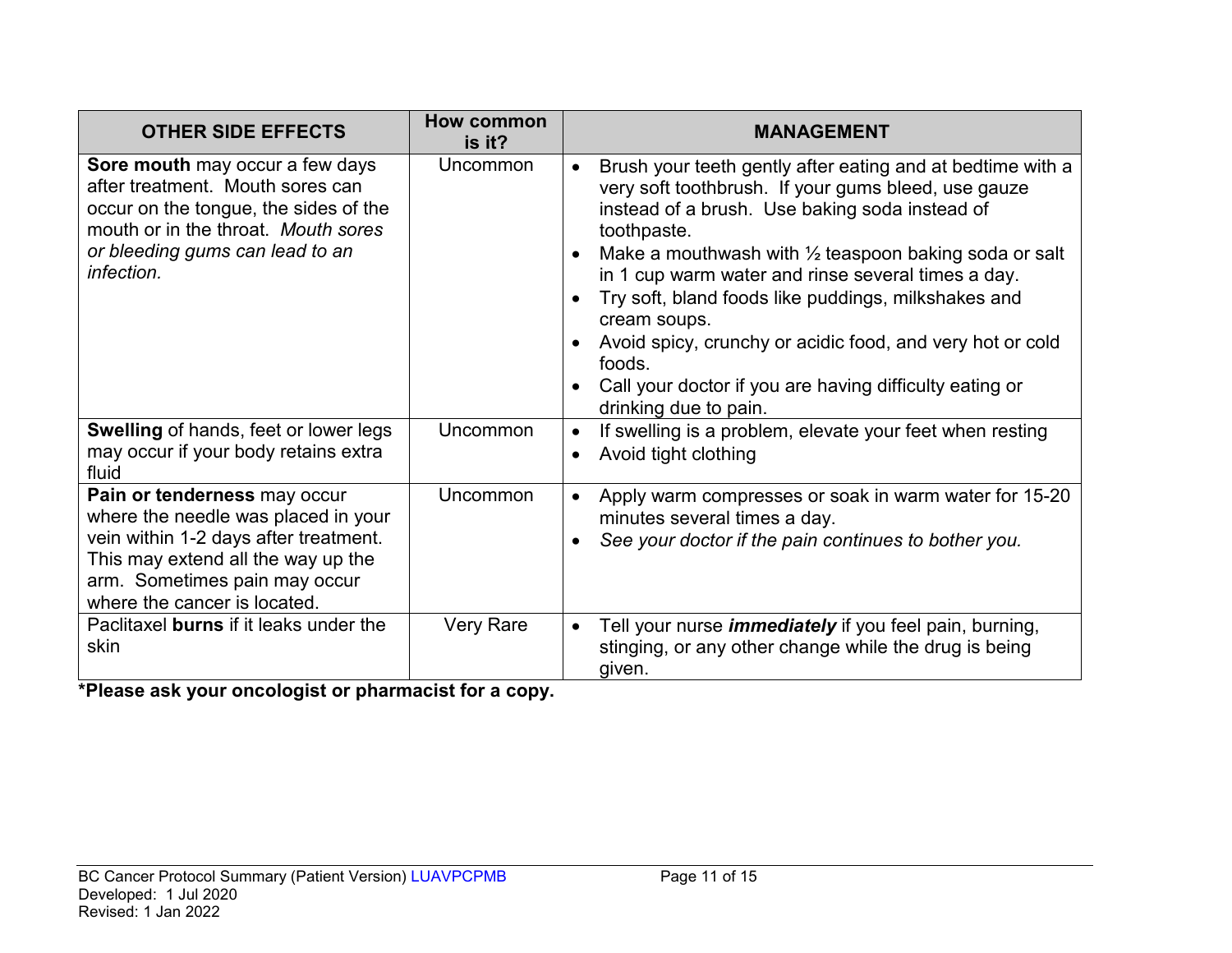| OTHER SIDE EFFECTS | How common is it? | MANAGEMENT |
|---|---|---|
| **Sore mouth** may occur a few days after treatment. Mouth sores can occur on the tongue, the sides of the mouth or in the throat. *Mouth sores or bleeding gums can lead to an infection.* | Uncommon | • Brush your teeth gently after eating and at bedtime with a very soft toothbrush. If your gums bleed, use gauze instead of a brush. Use baking soda instead of toothpaste.<br>• Make a mouthwash with ½ teaspoon baking soda or salt in 1 cup warm water and rinse several times a day.<br>• Try soft, bland foods like puddings, milkshakes and cream soups.<br>• Avoid spicy, crunchy or acidic food, and very hot or cold foods.<br>• Call your doctor if you are having difficulty eating or drinking due to pain. |
| **Swelling** of hands, feet or lower legs may occur if your body retains extra fluid | Uncommon | • If swelling is a problem, elevate your feet when resting<br>• Avoid tight clothing |
| **Pain or tenderness** may occur where the needle was placed in your vein within 1-2 days after treatment. This may extend all the way up the arm. Sometimes pain may occur where the cancer is located. | Uncommon | • Apply warm compresses or soak in warm water for 15-20 minutes several times a day.<br>• *See your doctor if the pain continues to bother you.* |
| Paclitaxel **burns** if it leaks under the skin | Very Rare | • Tell your nurse ***immediately*** if you feel pain, burning, stinging, or any other change while the drug is being given. |

**\*Please ask your oncologist or pharmacist for a copy.**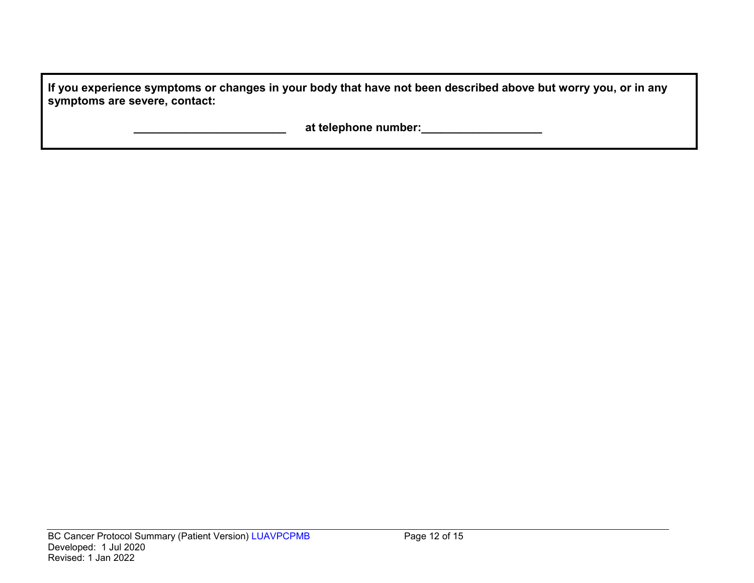**If you experience symptoms or changes in your body that have not been described above but worry you, or in any symptoms are severe, contact:**

**________________________ at telephone number:___________________**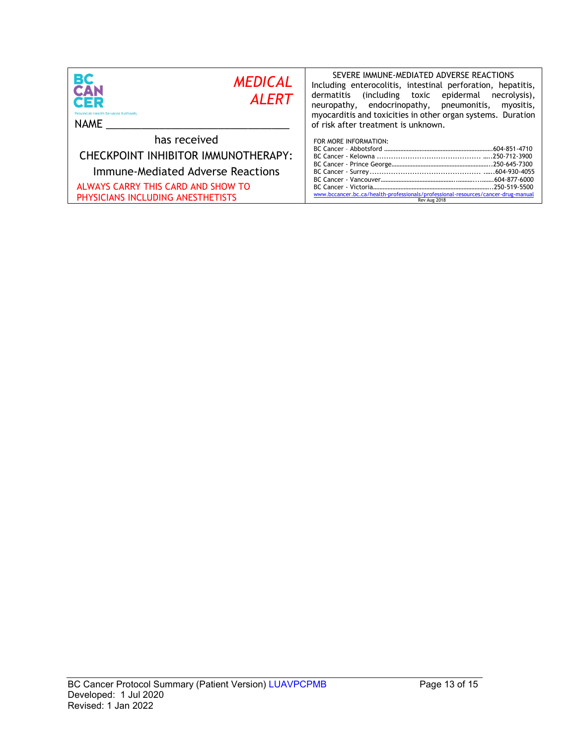BC CANCER

Provincial Health Services Authority

*MEDICAL ALERT*

NAME ________________________________

has received

CHECKPOINT INHIBITOR IMMUNOTHERAPY:

Immune-Mediated Adverse Reactions

ALWAYS CARRY THIS CARD AND SHOW TO PHYSICIANS INCLUDING ANESTHETISTS

SEVERE IMMUNE-MEDIATED ADVERSE REACTIONS

Including enterocolitis, intestinal perforation, hepatitis, dermatitis (including toxic epidermal necrolysis), neuropathy, endocrinopathy, pneumonitis, myositis, myocarditis and toxicities in other organ systems. Duration of risk after treatment is unknown.

FOR MORE INFORMATION:

BC Cancer – Abbotsford ........................................604-851-4710
BC Cancer - Kelowna ........................................250-712-3900
BC Cancer - Prince George........................................250-645-7300
BC Cancer - Surrey........................................604-930-4055
BC Cancer - Vancouver........................................604-877-6000
BC Cancer - Victoria........................................250-519-5500

www.bccancer.bc.ca/health-professionals/professional-resources/cancer-drug-manual

Rev Aug 2018

BC Cancer Protocol Summary (Patient Version) LUAVPCPMB
Developed: 1 Jul 2020
Revised: 1 Jan 2022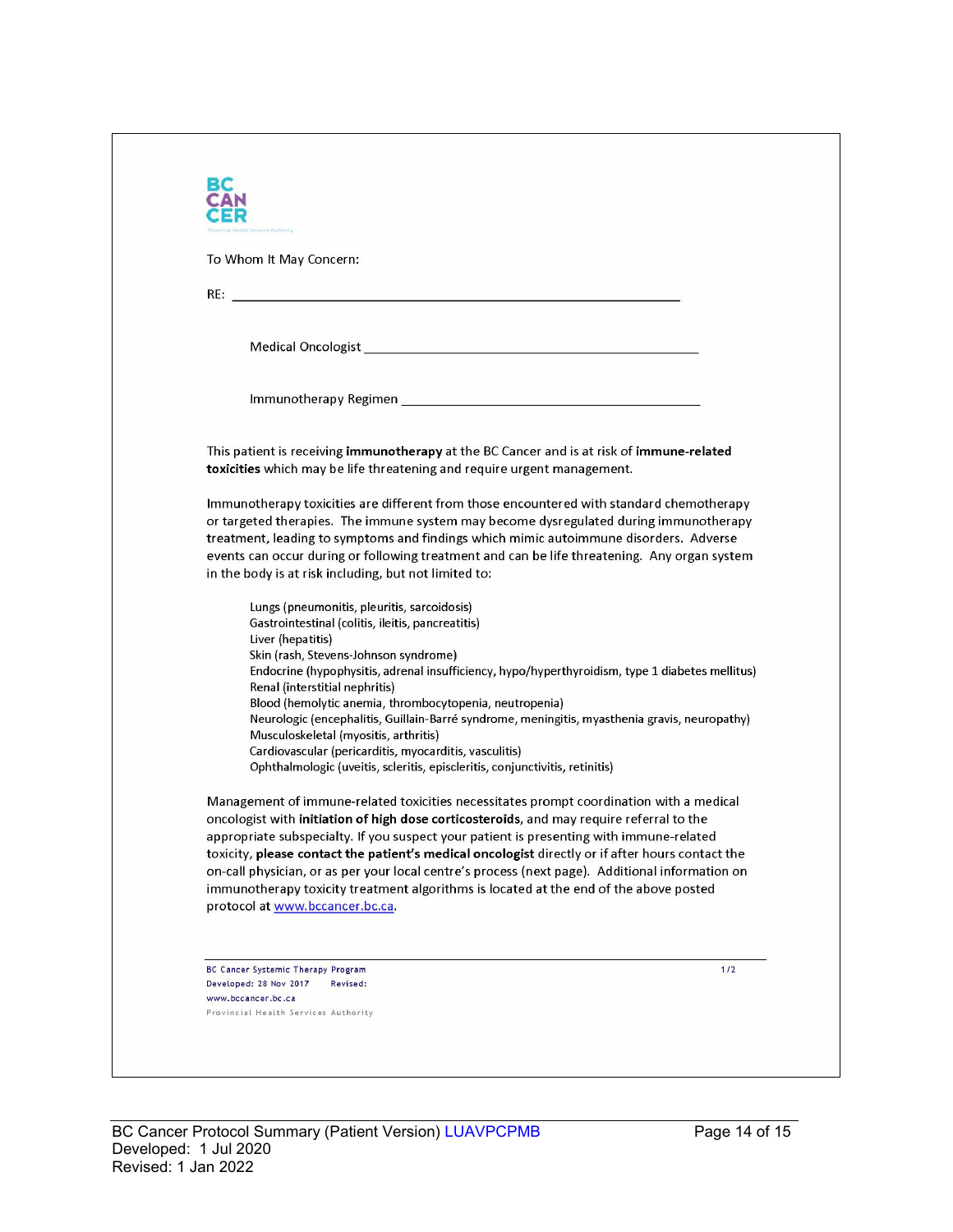To Whom It May Concern:

RE: \_\_\_\_\_\_\_\_\_\_\_\_\_\_\_\_\_\_\_\_\_\_\_\_\_\_\_\_\_\_\_\_\_\_\_\_\_\_\_\_\_\_\_\_\_\_\_\_\_\_

Medical Oncologist \_\_\_\_\_\_\_\_\_\_\_\_\_\_\_\_\_\_\_\_\_\_\_\_\_\_\_\_\_\_\_\_\_\_\_\_\_\_\_\_\_\_\_\_

Immunotherapy Regimen \_\_\_\_\_\_\_\_\_\_\_\_\_\_\_\_\_\_\_\_\_\_\_\_\_\_\_\_\_\_\_\_\_\_\_\_\_\_\_\_

This patient is receiving **immunotherapy** at the BC Cancer and is at risk of **immune-related toxicities** which may be life threatening and require urgent management.

Immunotherapy toxicities are different from those encountered with standard chemotherapy or targeted therapies. The immune system may become dysregulated during immunotherapy treatment, leading to symptoms and findings which mimic autoimmune disorders. Adverse events can occur during or following treatment and can be life threatening. Any organ system in the body is at risk including, but not limited to:

Lungs (pneumonitis, pleuritis, sarcoidosis)
Gastrointestinal (colitis, ileitis, pancreatitis)
Liver (hepatitis)
Skin (rash, Stevens-Johnson syndrome)
Endocrine (hypophysitis, adrenal insufficiency, hypo/hyperthyroidism, type 1 diabetes mellitus)
Renal (interstitial nephritis)
Blood (hemolytic anemia, thrombocytopenia, neutropenia)
Neurologic (encephalitis, Guillain-Barré syndrome, meningitis, myasthenia gravis, neuropathy)
Musculoskeletal (myositis, arthritis)
Cardiovascular (pericarditis, myocarditis, vasculitis)
Ophthalmologic (uveitis, scleritis, episcleritis, conjunctivitis, retinitis)

Management of immune-related toxicities necessitates prompt coordination with a medical oncologist with **initiation of high dose corticosteroids**, and may require referral to the appropriate subspecialty. If you suspect your patient is presenting with immune-related toxicity, **please contact the patient's medical oncologist** directly or if after hours contact the on-call physician, or as per your local centre's process (next page). Additional information on immunotherapy toxicity treatment algorithms is located at the end of the above posted protocol at www.bccancer.bc.ca.

BC Cancer Systemic Therapy Program
Developed: 28 Nov 2017 Revised:
www.bccancer.bc.ca
Provincial Health Services Authority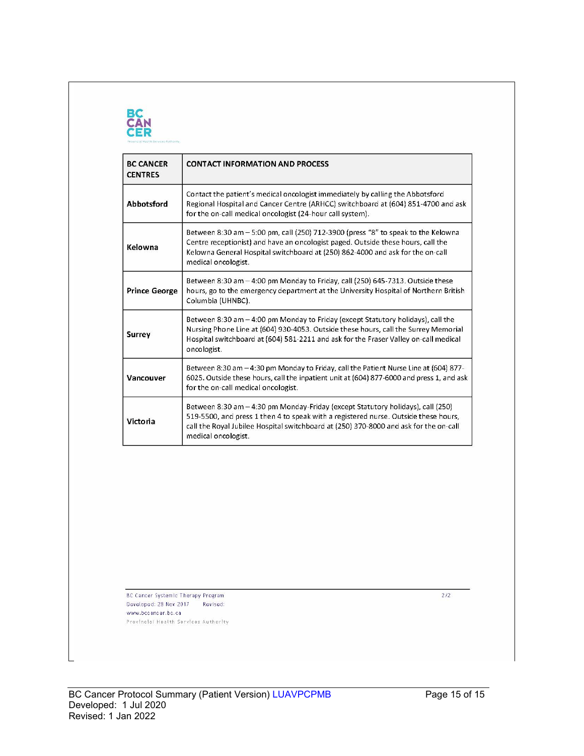| BC CANCER CENTRES | CONTACT INFORMATION AND PROCESS |
|---|---|
| Abbotsford | Contact the patient's medical oncologist immediately by calling the Abbotsford Regional Hospital and Cancer Centre (ARHCC) switchboard at (604) 851-4700 and ask for the on-call medical oncologist (24-hour call system). |
| Kelowna | Between 8:30 am – 5:00 pm, call (250) 712-3900 (press "8" to speak to the Kelowna Centre receptionist) and have an oncologist paged. Outside these hours, call the Kelowna General Hospital switchboard at (250) 862-4000 and ask for the on-call medical oncologist. |
| Prince George | Between 8:30 am – 4:00 pm Monday to Friday, call (250) 645-7313. Outside these hours, go to the emergency department at the University Hospital of Northern British Columbia (UHNBC). |
| Surrey | Between 8:30 am – 4:00 pm Monday to Friday (except Statutory holidays), call the Nursing Phone Line at (604) 930-4053. Outside these hours, call the Surrey Memorial Hospital switchboard at (604) 581-2211 and ask for the Fraser Valley on-call medical oncologist. |
| Vancouver | Between 8:30 am – 4:30 pm Monday to Friday, call the Patient Nurse Line at (604) 877-6025. Outside these hours, call the inpatient unit at (604) 877-6000 and press 1, and ask for the on-call medical oncologist. |
| Victoria | Between 8:30 am – 4:30 pm Monday-Friday (except Statutory holidays), call (250) 519-5500, and press 1 then 4 to speak with a registered nurse. Outside these hours, call the Royal Jubilee Hospital switchboard at (250) 370-8000 and ask for the on-call medical oncologist. |

BC Cancer Systemic Therapy Program
Developed: 28 Nov 2017 Revised:
www.bccancer.bc.ca
Provincial Health Services Authority